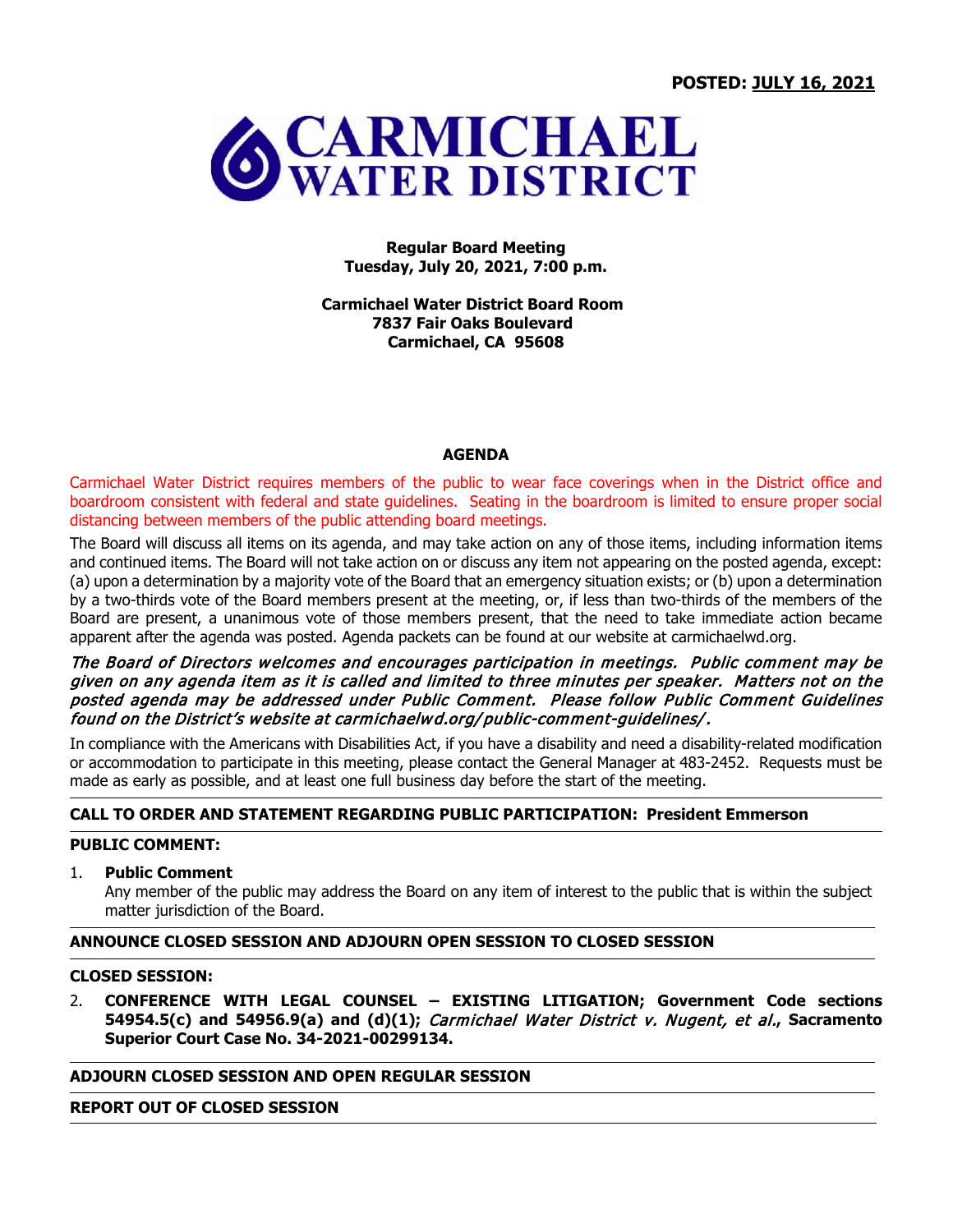**POSTED: JULY 16, 2021**

# CARMICHAEL WATER DISTRICT

**Regular Board Meeting**
**Tuesday, July 20, 2021, 7:00 p.m.**

**Carmichael Water District Board Room**
**7837 Fair Oaks Boulevard**
**Carmichael, CA 95608**

## AGENDA

Carmichael Water District requires members of the public to wear face coverings when in the District office and boardroom consistent with federal and state guidelines. Seating in the boardroom is limited to ensure proper social distancing between members of the public attending board meetings.

The Board will discuss all items on its agenda, and may take action on any of those items, including information items and continued items. The Board will not take action on or discuss any item not appearing on the posted agenda, except: (a) upon a determination by a majority vote of the Board that an emergency situation exists; or (b) upon a determination by a two-thirds vote of the Board members present at the meeting, or, if less than two-thirds of the members of the Board are present, a unanimous vote of those members present, that the need to take immediate action became apparent after the agenda was posted. Agenda packets can be found at our website at carmichaelwd.org.

*The Board of Directors welcomes and encourages participation in meetings. Public comment may be given on any agenda item as it is called and limited to three minutes per speaker. Matters not on the posted agenda may be addressed under Public Comment. Please follow Public Comment Guidelines found on the District's website at carmichaelwd.org/public-comment-guidelines/.*

In compliance with the Americans with Disabilities Act, if you have a disability and need a disability-related modification or accommodation to participate in this meeting, please contact the General Manager at 483-2452. Requests must be made as early as possible, and at least one full business day before the start of the meeting.

---

**CALL TO ORDER AND STATEMENT REGARDING PUBLIC PARTICIPATION: President Emmerson**

---

**PUBLIC COMMENT:**

1. **Public Comment**
   Any member of the public may address the Board on any item of interest to the public that is within the subject matter jurisdiction of the Board.

---

**ANNOUNCE CLOSED SESSION AND ADJOURN OPEN SESSION TO CLOSED SESSION**

---

**CLOSED SESSION:**

2. **CONFERENCE WITH LEGAL COUNSEL – EXISTING LITIGATION; Government Code sections 54954.5(c) and 54956.9(a) and (d)(1);** ***Carmichael Water District v. Nugent, et al*****., Sacramento Superior Court Case No. 34-2021-00299134.**

---

**ADJOURN CLOSED SESSION AND OPEN REGULAR SESSION**

---

**REPORT OUT OF CLOSED SESSION**

---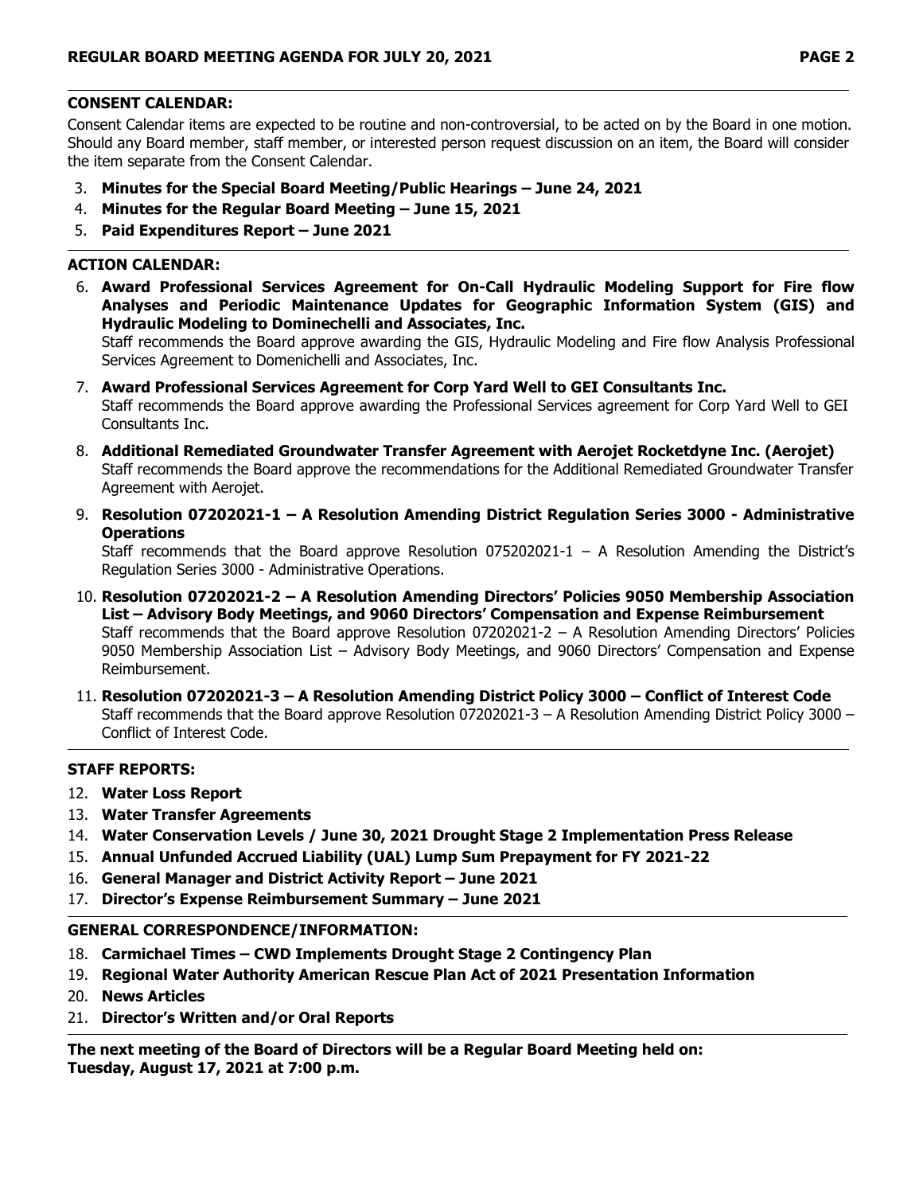**CONSENT CALENDAR:**

Consent Calendar items are expected to be routine and non-controversial, to be acted on by the Board in one motion. Should any Board member, staff member, or interested person request discussion on an item, the Board will consider the item separate from the Consent Calendar.

3. **Minutes for the Special Board Meeting/Public Hearings – June 24, 2021**
4. **Minutes for the Regular Board Meeting – June 15, 2021**
5. **Paid Expenditures Report – June 2021**

**ACTION CALENDAR:**

6. **Award Professional Services Agreement for On-Call Hydraulic Modeling Support for Fire flow Analyses and Periodic Maintenance Updates for Geographic Information System (GIS) and Hydraulic Modeling to Dominechelli and Associates, Inc.**
   Staff recommends the Board approve awarding the GIS, Hydraulic Modeling and Fire flow Analysis Professional Services Agreement to Domenichelli and Associates, Inc.
7. **Award Professional Services Agreement for Corp Yard Well to GEI Consultants Inc.**
   Staff recommends the Board approve awarding the Professional Services agreement for Corp Yard Well to GEI Consultants Inc.
8. **Additional Remediated Groundwater Transfer Agreement with Aerojet Rocketdyne Inc. (Aerojet)**
   Staff recommends the Board approve the recommendations for the Additional Remediated Groundwater Transfer Agreement with Aerojet.
9. **Resolution 07202021-1 – A Resolution Amending District Regulation Series 3000 - Administrative Operations**
   Staff recommends that the Board approve Resolution 075202021-1 – A Resolution Amending the District's Regulation Series 3000 - Administrative Operations.
10. **Resolution 07202021-2 – A Resolution Amending Directors' Policies 9050 Membership Association List – Advisory Body Meetings, and 9060 Directors' Compensation and Expense Reimbursement**
    Staff recommends that the Board approve Resolution 07202021-2 – A Resolution Amending Directors' Policies 9050 Membership Association List – Advisory Body Meetings, and 9060 Directors' Compensation and Expense Reimbursement.
11. **Resolution 07202021-3 – A Resolution Amending District Policy 3000 – Conflict of Interest Code**
    Staff recommends that the Board approve Resolution 07202021-3 – A Resolution Amending District Policy 3000 – Conflict of Interest Code.

**STAFF REPORTS:**

12. **Water Loss Report**
13. **Water Transfer Agreements**
14. **Water Conservation Levels / June 30, 2021 Drought Stage 2 Implementation Press Release**
15. **Annual Unfunded Accrued Liability (UAL) Lump Sum Prepayment for FY 2021-22**
16. **General Manager and District Activity Report – June 2021**
17. **Director's Expense Reimbursement Summary – June 2021**

**GENERAL CORRESPONDENCE/INFORMATION:**

18. **Carmichael Times – CWD Implements Drought Stage 2 Contingency Plan**
19. **Regional Water Authority American Rescue Plan Act of 2021 Presentation Information**
20. **News Articles**
21. **Director's Written and/or Oral Reports**

**The next meeting of the Board of Directors will be a Regular Board Meeting held on:**
**Tuesday, August 17, 2021 at 7:00 p.m.**